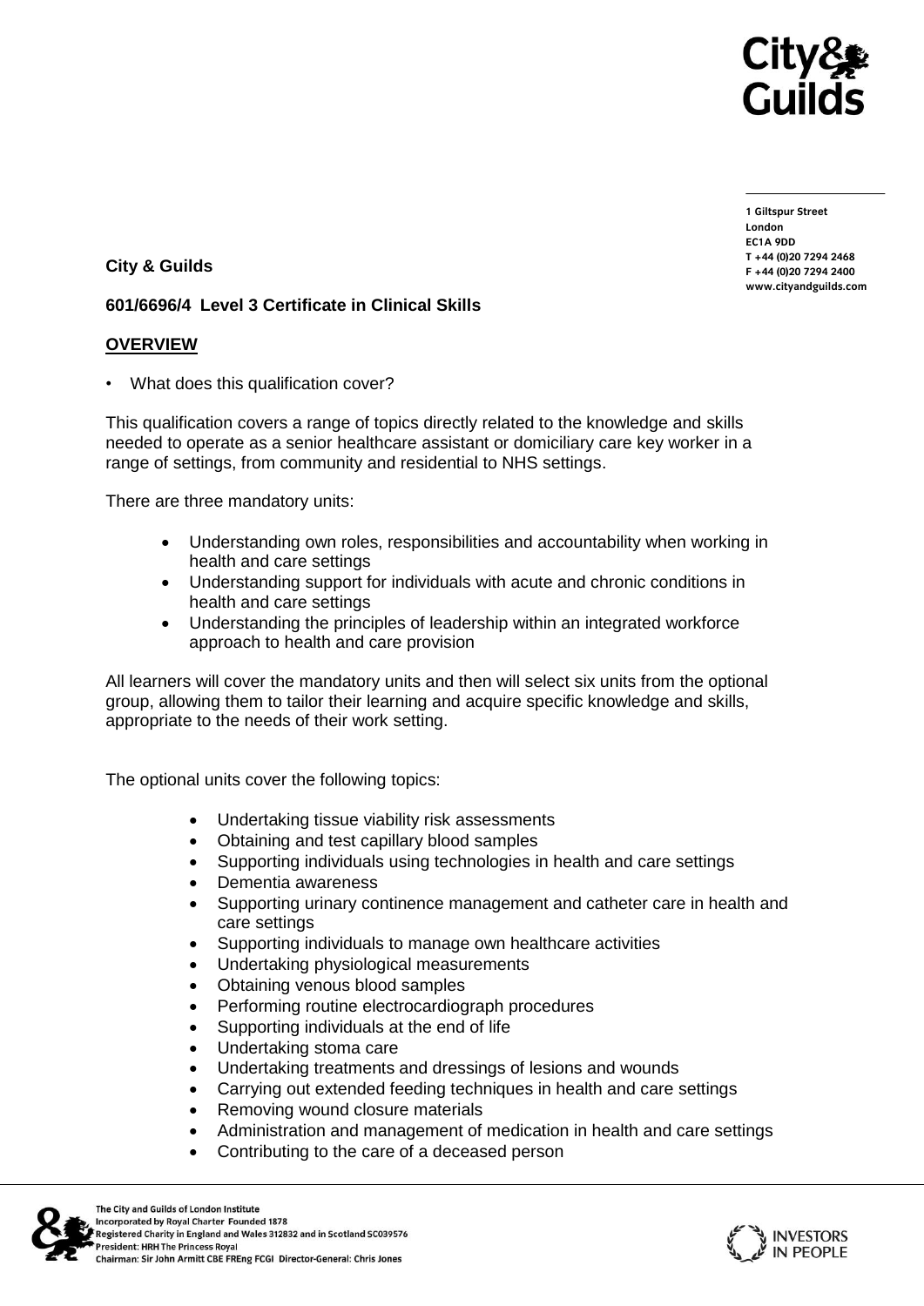1 Giltspur Street
London
EC1A 9DD
T +44 (0)20 7294 2468
F +44 (0)20 7294 2400
www.cityandguilds.com

**City & Guilds**

**601/6696/4 Level 3 Certificate in Clinical Skills**

## OVERVIEW

- What does this qualification cover?

This qualification covers a range of topics directly related to the knowledge and skills needed to operate as a senior healthcare assistant or domiciliary care key worker in a range of settings, from community and residential to NHS settings.

There are three mandatory units:

- Understanding own roles, responsibilities and accountability when working in health and care settings
- Understanding support for individuals with acute and chronic conditions in health and care settings
- Understanding the principles of leadership within an integrated workforce approach to health and care provision

All learners will cover the mandatory units and then will select six units from the optional group, allowing them to tailor their learning and acquire specific knowledge and skills, appropriate to the needs of their work setting.

The optional units cover the following topics:

- Undertaking tissue viability risk assessments
- Obtaining and test capillary blood samples
- Supporting individuals using technologies in health and care settings
- Dementia awareness
- Supporting urinary continence management and catheter care in health and care settings
- Supporting individuals to manage own healthcare activities
- Undertaking physiological measurements
- Obtaining venous blood samples
- Performing routine electrocardiograph procedures
- Supporting individuals at the end of life
- Undertaking stoma care
- Undertaking treatments and dressings of lesions and wounds
- Carrying out extended feeding techniques in health and care settings
- Removing wound closure materials
- Administration and management of medication in health and care settings
- Contributing to the care of a deceased person

The City and Guilds of London Institute
Incorporated by Royal Charter Founded 1878
Registered Charity in England and Wales 312832 and in Scotland SC039576
President: HRH The Princess Royal
Chairman: Sir John Armitt CBE FREng FCGI Director-General: Chris Jones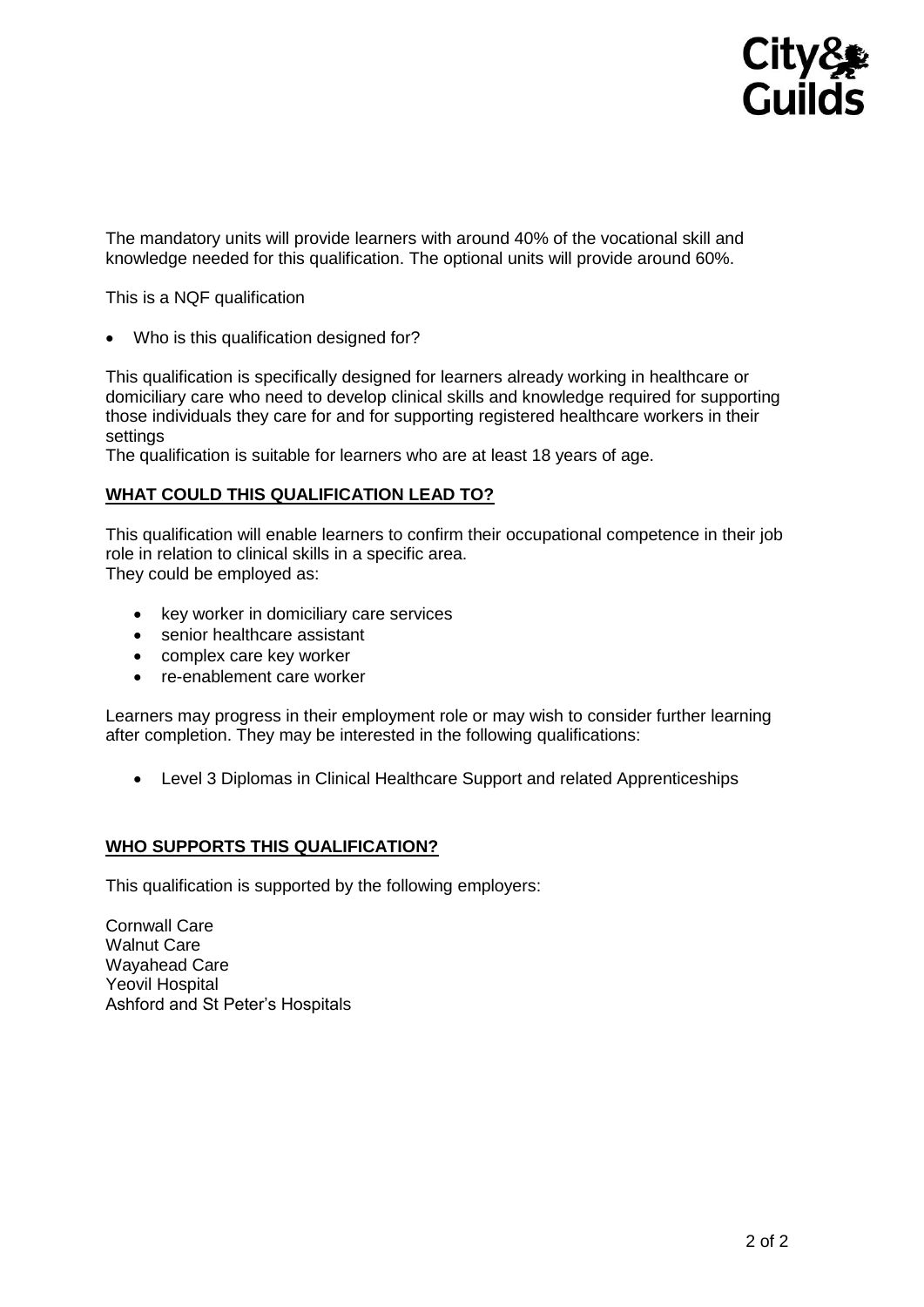The mandatory units will provide learners with around 40% of the vocational skill and knowledge needed for this qualification. The optional units will provide around 60%.

This is a NQF qualification

- Who is this qualification designed for?

This qualification is specifically designed for learners already working in healthcare or domiciliary care who need to develop clinical skills and knowledge required for supporting those individuals they care for and for supporting registered healthcare workers in their settings
The qualification is suitable for learners who are at least 18 years of age.

## WHAT COULD THIS QUALIFICATION LEAD TO?

This qualification will enable learners to confirm their occupational competence in their job role in relation to clinical skills in a specific area.
They could be employed as:

- key worker in domiciliary care services
- senior healthcare assistant
- complex care key worker
- re-enablement care worker

Learners may progress in their employment role or may wish to consider further learning after completion. They may be interested in the following qualifications:

- Level 3 Diplomas in Clinical Healthcare Support and related Apprenticeships

## WHO SUPPORTS THIS QUALIFICATION?

This qualification is supported by the following employers:

Cornwall Care
Walnut Care
Wayahead Care
Yeovil Hospital
Ashford and St Peter's Hospitals